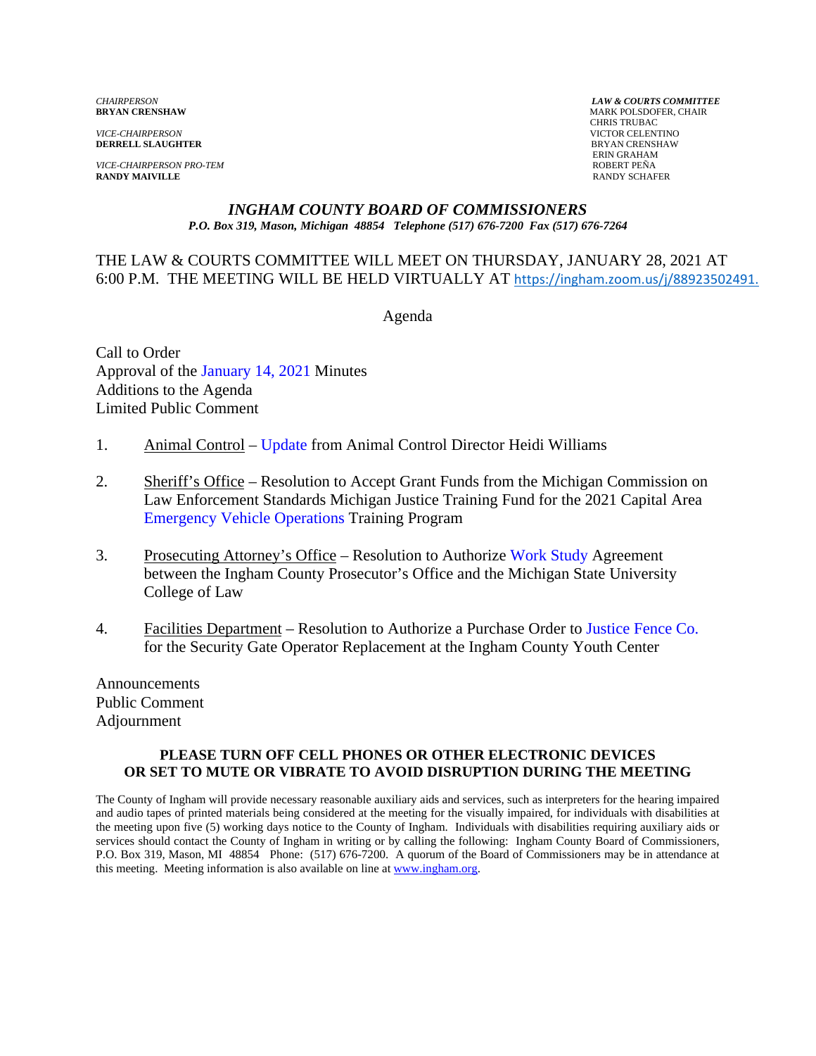*CHAIRPERSON*
**BRYAN CRENSHAW**

*VICE-CHAIRPERSON*
**DERRELL SLAUGHTER**

*VICE-CHAIRPERSON PRO-TEM*
**RANDY MAIVILLE**

***LAW & COURTS COMMITTEE***
MARK POLSDOFER, CHAIR
CHRIS TRUBAC
VICTOR CELENTINO
BRYAN CRENSHAW
ERIN GRAHAM
ROBERT PEÑA
RANDY SCHAFER

## *INGHAM COUNTY BOARD OF COMMISSIONERS*

***P.O. Box 319, Mason, Michigan 48854 Telephone (517) 676-7200 Fax (517) 676-7264***

THE LAW & COURTS COMMITTEE WILL MEET ON THURSDAY, JANUARY 28, 2021 AT 6:00 P.M. THE MEETING WILL BE HELD VIRTUALLY AT https://ingham.zoom.us/j/88923502491.

Agenda

Call to Order
Approval of the January 14, 2021 Minutes
Additions to the Agenda
Limited Public Comment

1. Animal Control – Update from Animal Control Director Heidi Williams

2. Sheriff's Office – Resolution to Accept Grant Funds from the Michigan Commission on Law Enforcement Standards Michigan Justice Training Fund for the 2021 Capital Area Emergency Vehicle Operations Training Program

3. Prosecuting Attorney's Office – Resolution to Authorize Work Study Agreement between the Ingham County Prosecutor's Office and the Michigan State University College of Law

4. Facilities Department – Resolution to Authorize a Purchase Order to Justice Fence Co. for the Security Gate Operator Replacement at the Ingham County Youth Center

Announcements
Public Comment
Adjournment

**PLEASE TURN OFF CELL PHONES OR OTHER ELECTRONIC DEVICES OR SET TO MUTE OR VIBRATE TO AVOID DISRUPTION DURING THE MEETING**

The County of Ingham will provide necessary reasonable auxiliary aids and services, such as interpreters for the hearing impaired and audio tapes of printed materials being considered at the meeting for the visually impaired, for individuals with disabilities at the meeting upon five (5) working days notice to the County of Ingham. Individuals with disabilities requiring auxiliary aids or services should contact the County of Ingham in writing or by calling the following: Ingham County Board of Commissioners, P.O. Box 319, Mason, MI 48854 Phone: (517) 676-7200. A quorum of the Board of Commissioners may be in attendance at this meeting. Meeting information is also available on line at www.ingham.org.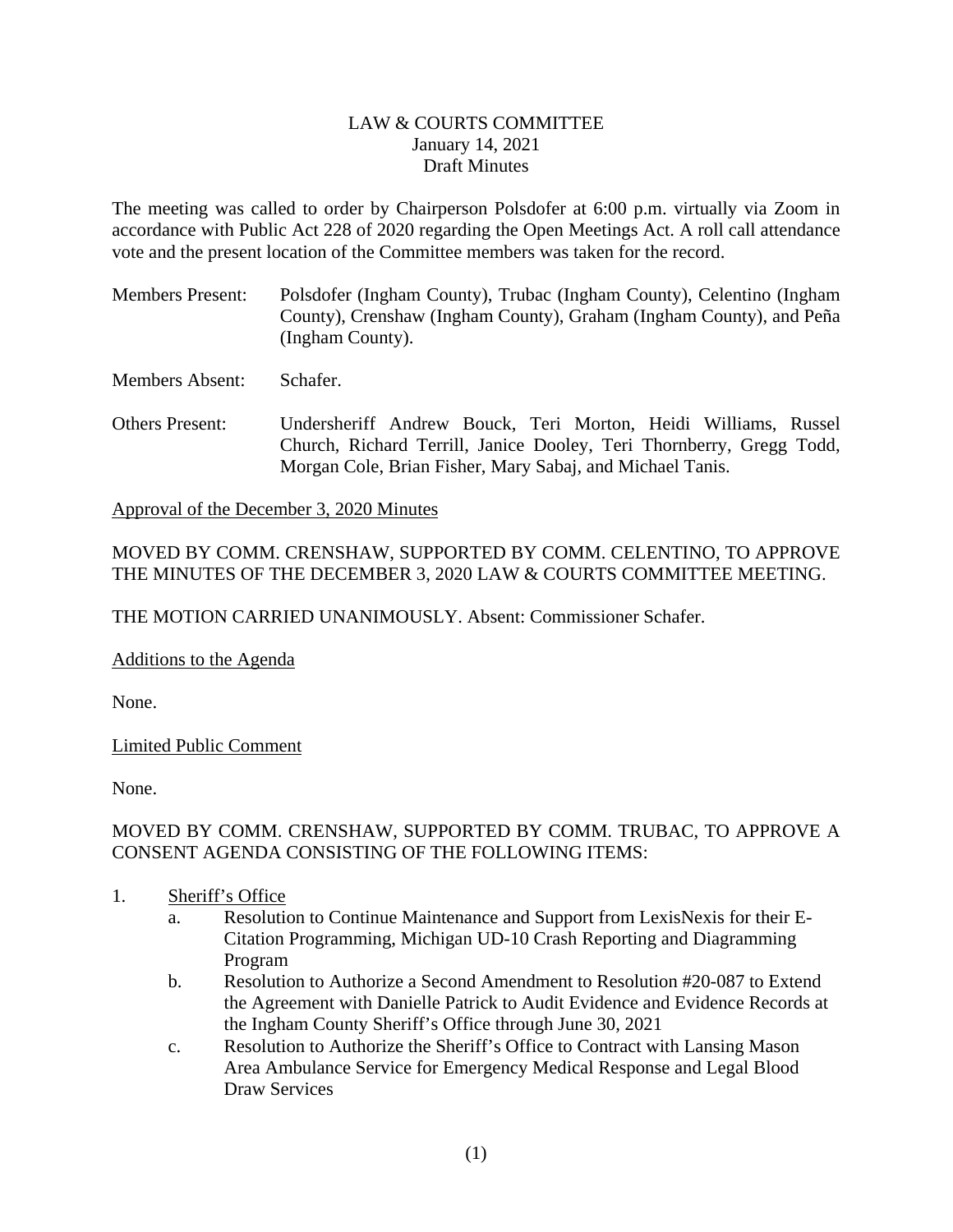LAW & COURTS COMMITTEE
January 14, 2021
Draft Minutes

The meeting was called to order by Chairperson Polsdofer at 6:00 p.m. virtually via Zoom in accordance with Public Act 228 of 2020 regarding the Open Meetings Act. A roll call attendance vote and the present location of the Committee members was taken for the record.

Members Present: Polsdofer (Ingham County), Trubac (Ingham County), Celentino (Ingham County), Crenshaw (Ingham County), Graham (Ingham County), and Peña (Ingham County).

Members Absent: Schafer.

Others Present: Undersheriff Andrew Bouck, Teri Morton, Heidi Williams, Russel Church, Richard Terrill, Janice Dooley, Teri Thornberry, Gregg Todd, Morgan Cole, Brian Fisher, Mary Sabaj, and Michael Tanis.

Approval of the December 3, 2020 Minutes

MOVED BY COMM. CRENSHAW, SUPPORTED BY COMM. CELENTINO, TO APPROVE THE MINUTES OF THE DECEMBER 3, 2020 LAW & COURTS COMMITTEE MEETING.

THE MOTION CARRIED UNANIMOUSLY. Absent: Commissioner Schafer.

Additions to the Agenda

None.

Limited Public Comment

None.

MOVED BY COMM. CRENSHAW, SUPPORTED BY COMM. TRUBAC, TO APPROVE A CONSENT AGENDA CONSISTING OF THE FOLLOWING ITEMS:

1. Sheriff's Office
   a. Resolution to Continue Maintenance and Support from LexisNexis for their E-Citation Programming, Michigan UD-10 Crash Reporting and Diagramming Program
   b. Resolution to Authorize a Second Amendment to Resolution #20-087 to Extend the Agreement with Danielle Patrick to Audit Evidence and Evidence Records at the Ingham County Sheriff's Office through June 30, 2021
   c. Resolution to Authorize the Sheriff's Office to Contract with Lansing Mason Area Ambulance Service for Emergency Medical Response and Legal Blood Draw Services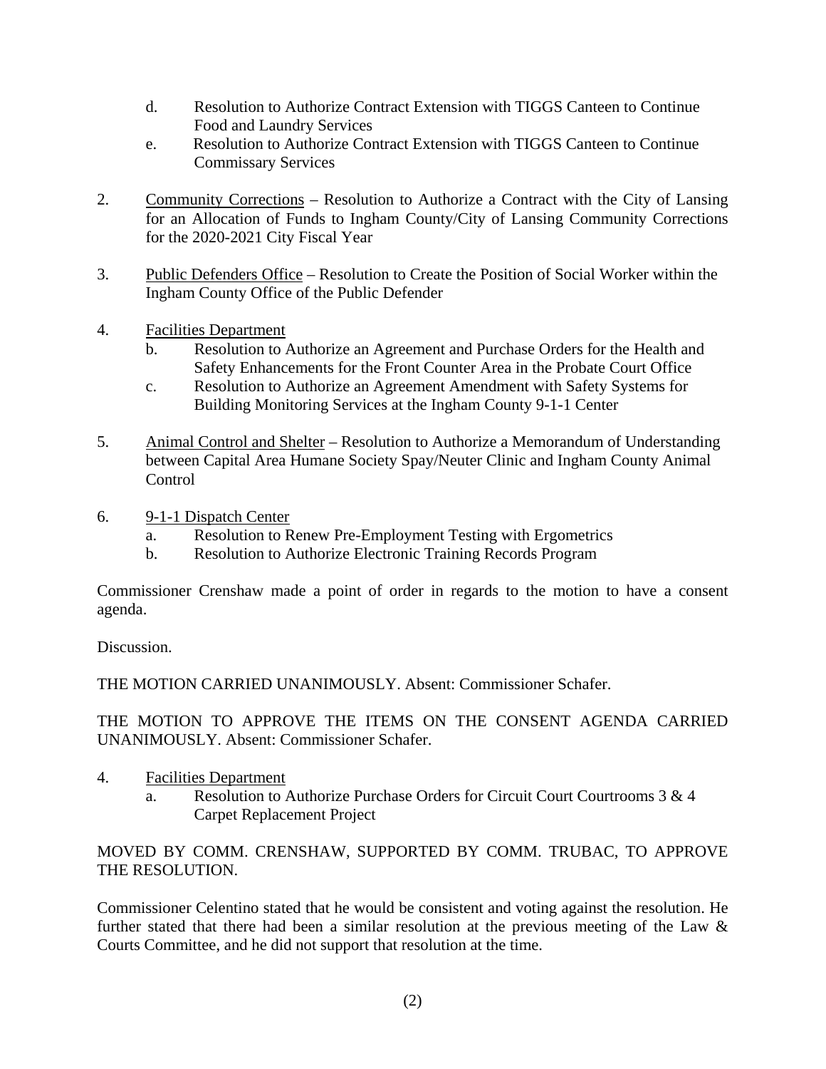d. Resolution to Authorize Contract Extension with TIGGS Canteen to Continue Food and Laundry Services
   e. Resolution to Authorize Contract Extension with TIGGS Canteen to Continue Commissary Services

2. <u>Community Corrections</u> – Resolution to Authorize a Contract with the City of Lansing for an Allocation of Funds to Ingham County/City of Lansing Community Corrections for the 2020-2021 City Fiscal Year

3. <u>Public Defenders Office</u> – Resolution to Create the Position of Social Worker within the Ingham County Office of the Public Defender

4. <u>Facilities Department</u>
   b. Resolution to Authorize an Agreement and Purchase Orders for the Health and Safety Enhancements for the Front Counter Area in the Probate Court Office
   c. Resolution to Authorize an Agreement Amendment with Safety Systems for Building Monitoring Services at the Ingham County 9-1-1 Center

5. <u>Animal Control and Shelter</u> – Resolution to Authorize a Memorandum of Understanding between Capital Area Humane Society Spay/Neuter Clinic and Ingham County Animal Control

6. <u>9-1-1 Dispatch Center</u>
   a. Resolution to Renew Pre-Employment Testing with Ergometrics
   b. Resolution to Authorize Electronic Training Records Program

Commissioner Crenshaw made a point of order in regards to the motion to have a consent agenda.

Discussion.

THE MOTION CARRIED UNANIMOUSLY. Absent: Commissioner Schafer.

THE MOTION TO APPROVE THE ITEMS ON THE CONSENT AGENDA CARRIED UNANIMOUSLY. Absent: Commissioner Schafer.

4. <u>Facilities Department</u>
   a. Resolution to Authorize Purchase Orders for Circuit Court Courtrooms 3 & 4 Carpet Replacement Project

MOVED BY COMM. CRENSHAW, SUPPORTED BY COMM. TRUBAC, TO APPROVE THE RESOLUTION.

Commissioner Celentino stated that he would be consistent and voting against the resolution. He further stated that there had been a similar resolution at the previous meeting of the Law & Courts Committee, and he did not support that resolution at the time.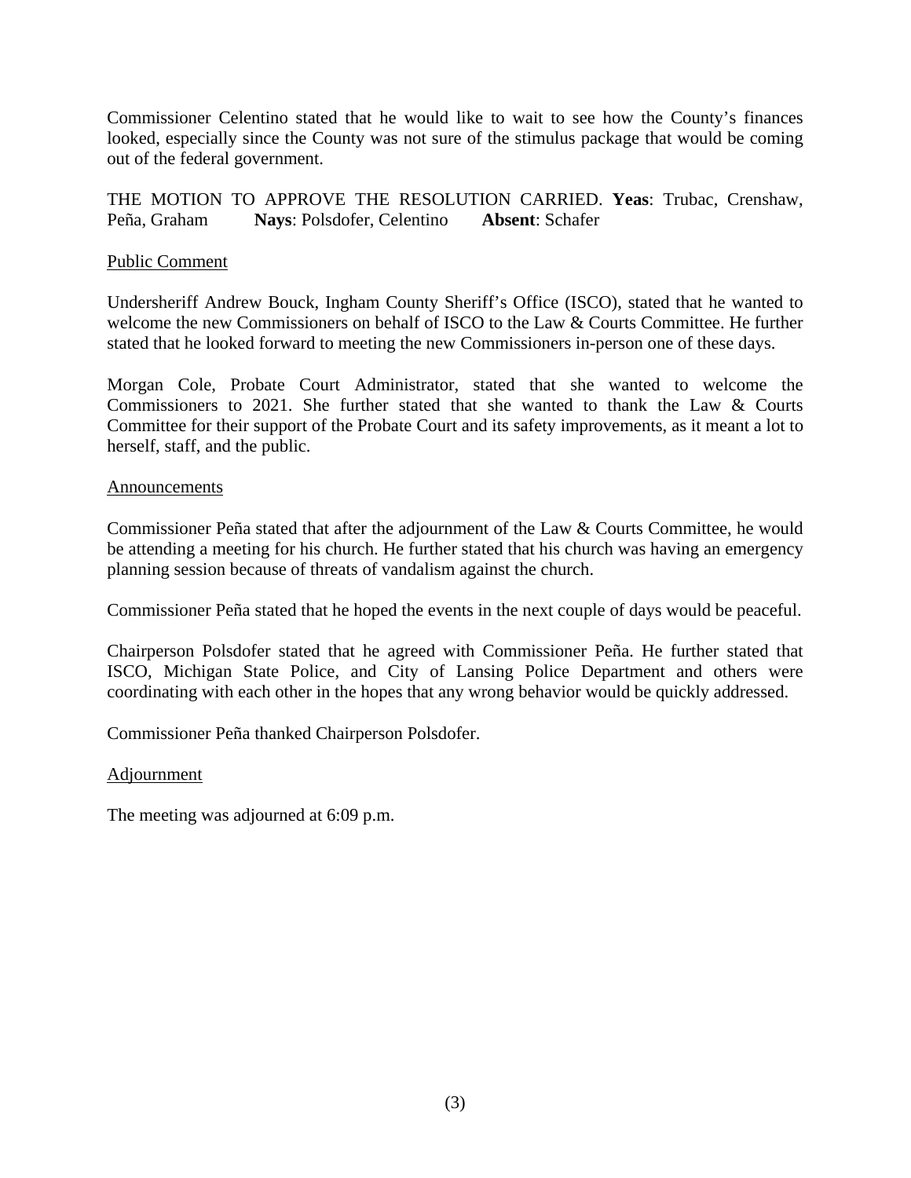Commissioner Celentino stated that he would like to wait to see how the County's finances looked, especially since the County was not sure of the stimulus package that would be coming out of the federal government.

THE MOTION TO APPROVE THE RESOLUTION CARRIED. **Yeas**: Trubac, Crenshaw, Peña, Graham **Nays**: Polsdofer, Celentino **Absent**: Schafer

Public Comment

Undersheriff Andrew Bouck, Ingham County Sheriff's Office (ISCO), stated that he wanted to welcome the new Commissioners on behalf of ISCO to the Law & Courts Committee. He further stated that he looked forward to meeting the new Commissioners in-person one of these days.

Morgan Cole, Probate Court Administrator, stated that she wanted to welcome the Commissioners to 2021. She further stated that she wanted to thank the Law & Courts Committee for their support of the Probate Court and its safety improvements, as it meant a lot to herself, staff, and the public.

Announcements

Commissioner Peña stated that after the adjournment of the Law & Courts Committee, he would be attending a meeting for his church. He further stated that his church was having an emergency planning session because of threats of vandalism against the church.

Commissioner Peña stated that he hoped the events in the next couple of days would be peaceful.

Chairperson Polsdofer stated that he agreed with Commissioner Peña. He further stated that ISCO, Michigan State Police, and City of Lansing Police Department and others were coordinating with each other in the hopes that any wrong behavior would be quickly addressed.

Commissioner Peña thanked Chairperson Polsdofer.

Adjournment

The meeting was adjourned at 6:09 p.m.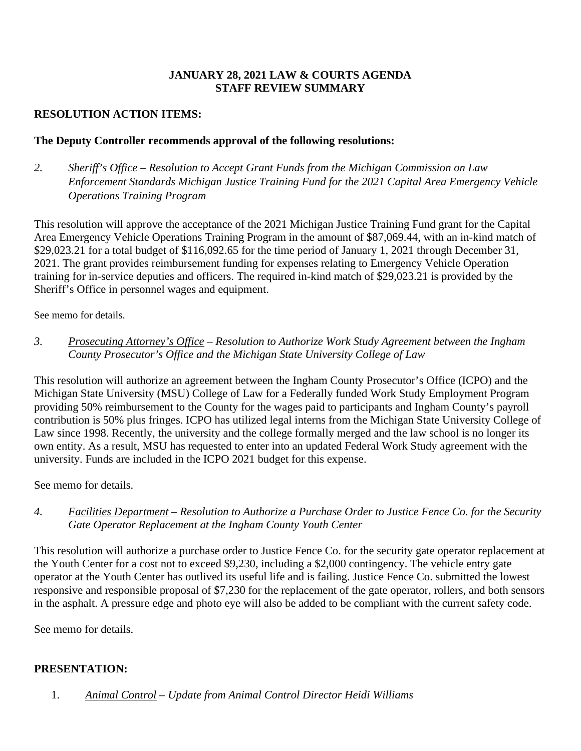**JANUARY 28, 2021 LAW & COURTS AGENDA**
**STAFF REVIEW SUMMARY**

**RESOLUTION ACTION ITEMS:**

**The Deputy Controller recommends approval of the following resolutions:**

*2. Sheriff's Office – Resolution to Accept Grant Funds from the Michigan Commission on Law Enforcement Standards Michigan Justice Training Fund for the 2021 Capital Area Emergency Vehicle Operations Training Program*

This resolution will approve the acceptance of the 2021 Michigan Justice Training Fund grant for the Capital Area Emergency Vehicle Operations Training Program in the amount of $87,069.44, with an in-kind match of $29,023.21 for a total budget of $116,092.65 for the time period of January 1, 2021 through December 31, 2021. The grant provides reimbursement funding for expenses relating to Emergency Vehicle Operation training for in-service deputies and officers. The required in-kind match of $29,023.21 is provided by the Sheriff's Office in personnel wages and equipment.

See memo for details.

*3. Prosecuting Attorney's Office – Resolution to Authorize Work Study Agreement between the Ingham County Prosecutor's Office and the Michigan State University College of Law*

This resolution will authorize an agreement between the Ingham County Prosecutor's Office (ICPO) and the Michigan State University (MSU) College of Law for a Federally funded Work Study Employment Program providing 50% reimbursement to the County for the wages paid to participants and Ingham County's payroll contribution is 50% plus fringes. ICPO has utilized legal interns from the Michigan State University College of Law since 1998. Recently, the university and the college formally merged and the law school is no longer its own entity. As a result, MSU has requested to enter into an updated Federal Work Study agreement with the university. Funds are included in the ICPO 2021 budget for this expense.

See memo for details.

*4. Facilities Department – Resolution to Authorize a Purchase Order to Justice Fence Co. for the Security Gate Operator Replacement at the Ingham County Youth Center*

This resolution will authorize a purchase order to Justice Fence Co. for the security gate operator replacement at the Youth Center for a cost not to exceed $9,230, including a $2,000 contingency. The vehicle entry gate operator at the Youth Center has outlived its useful life and is failing. Justice Fence Co. submitted the lowest responsive and responsible proposal of $7,230 for the replacement of the gate operator, rollers, and both sensors in the asphalt. A pressure edge and photo eye will also be added to be compliant with the current safety code.

See memo for details.

**PRESENTATION:**

1. *Animal Control – Update from Animal Control Director Heidi Williams*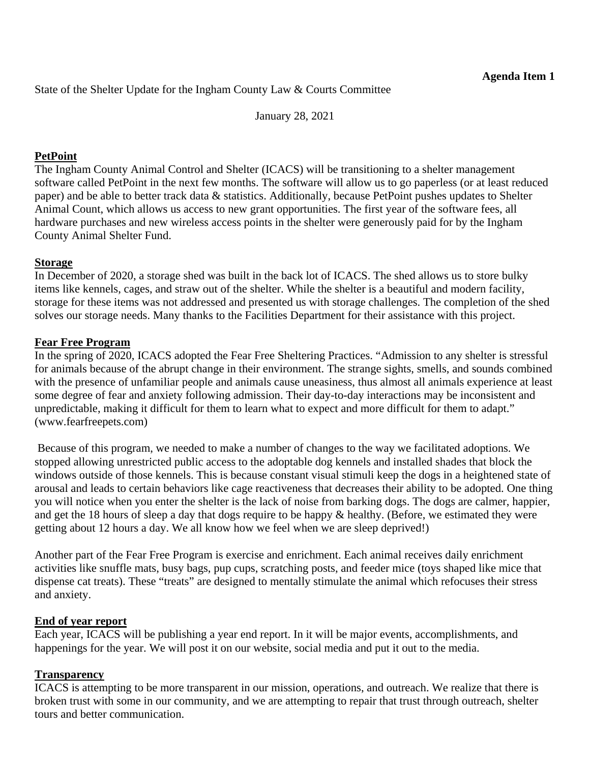**Agenda Item 1**

State of the Shelter Update for the Ingham County Law & Courts Committee

January 28, 2021

**PetPoint**

The Ingham County Animal Control and Shelter (ICACS) will be transitioning to a shelter management software called PetPoint in the next few months. The software will allow us to go paperless (or at least reduced paper) and be able to better track data & statistics. Additionally, because PetPoint pushes updates to Shelter Animal Count, which allows us access to new grant opportunities. The first year of the software fees, all hardware purchases and new wireless access points in the shelter were generously paid for by the Ingham County Animal Shelter Fund.

**Storage**

In December of 2020, a storage shed was built in the back lot of ICACS. The shed allows us to store bulky items like kennels, cages, and straw out of the shelter. While the shelter is a beautiful and modern facility, storage for these items was not addressed and presented us with storage challenges. The completion of the shed solves our storage needs. Many thanks to the Facilities Department for their assistance with this project.

**Fear Free Program**

In the spring of 2020, ICACS adopted the Fear Free Sheltering Practices. "Admission to any shelter is stressful for animals because of the abrupt change in their environment. The strange sights, smells, and sounds combined with the presence of unfamiliar people and animals cause uneasiness, thus almost all animals experience at least some degree of fear and anxiety following admission. Their day-to-day interactions may be inconsistent and unpredictable, making it difficult for them to learn what to expect and more difficult for them to adapt." (www.fearfreepets.com)

Because of this program, we needed to make a number of changes to the way we facilitated adoptions. We stopped allowing unrestricted public access to the adoptable dog kennels and installed shades that block the windows outside of those kennels. This is because constant visual stimuli keep the dogs in a heightened state of arousal and leads to certain behaviors like cage reactiveness that decreases their ability to be adopted. One thing you will notice when you enter the shelter is the lack of noise from barking dogs. The dogs are calmer, happier, and get the 18 hours of sleep a day that dogs require to be happy & healthy. (Before, we estimated they were getting about 12 hours a day. We all know how we feel when we are sleep deprived!)

Another part of the Fear Free Program is exercise and enrichment. Each animal receives daily enrichment activities like snuffle mats, busy bags, pup cups, scratching posts, and feeder mice (toys shaped like mice that dispense cat treats). These "treats" are designed to mentally stimulate the animal which refocuses their stress and anxiety.

**End of year report**

Each year, ICACS will be publishing a year end report. In it will be major events, accomplishments, and happenings for the year. We will post it on our website, social media and put it out to the media.

**Transparency**

ICACS is attempting to be more transparent in our mission, operations, and outreach. We realize that there is broken trust with some in our community, and we are attempting to repair that trust through outreach, shelter tours and better communication.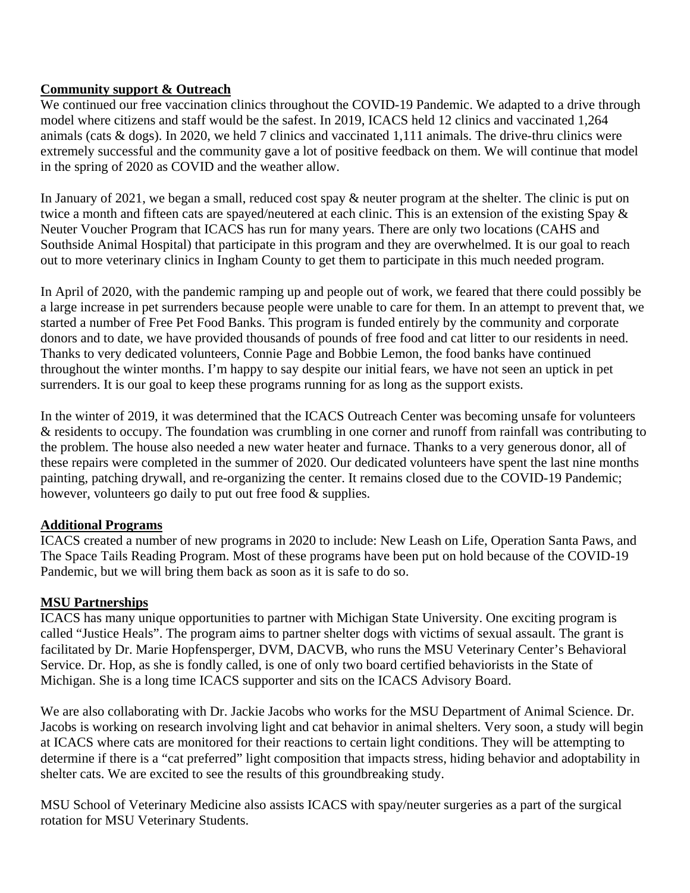## Community support & Outreach

We continued our free vaccination clinics throughout the COVID-19 Pandemic. We adapted to a drive through model where citizens and staff would be the safest. In 2019, ICACS held 12 clinics and vaccinated 1,264 animals (cats & dogs). In 2020, we held 7 clinics and vaccinated 1,111 animals. The drive-thru clinics were extremely successful and the community gave a lot of positive feedback on them. We will continue that model in the spring of 2020 as COVID and the weather allow.

In January of 2021, we began a small, reduced cost spay & neuter program at the shelter. The clinic is put on twice a month and fifteen cats are spayed/neutered at each clinic. This is an extension of the existing Spay & Neuter Voucher Program that ICACS has run for many years. There are only two locations (CAHS and Southside Animal Hospital) that participate in this program and they are overwhelmed. It is our goal to reach out to more veterinary clinics in Ingham County to get them to participate in this much needed program.

In April of 2020, with the pandemic ramping up and people out of work, we feared that there could possibly be a large increase in pet surrenders because people were unable to care for them. In an attempt to prevent that, we started a number of Free Pet Food Banks. This program is funded entirely by the community and corporate donors and to date, we have provided thousands of pounds of free food and cat litter to our residents in need. Thanks to very dedicated volunteers, Connie Page and Bobbie Lemon, the food banks have continued throughout the winter months. I'm happy to say despite our initial fears, we have not seen an uptick in pet surrenders. It is our goal to keep these programs running for as long as the support exists.

In the winter of 2019, it was determined that the ICACS Outreach Center was becoming unsafe for volunteers & residents to occupy. The foundation was crumbling in one corner and runoff from rainfall was contributing to the problem. The house also needed a new water heater and furnace. Thanks to a very generous donor, all of these repairs were completed in the summer of 2020. Our dedicated volunteers have spent the last nine months painting, patching drywall, and re-organizing the center. It remains closed due to the COVID-19 Pandemic; however, volunteers go daily to put out free food & supplies.

## Additional Programs

ICACS created a number of new programs in 2020 to include: New Leash on Life, Operation Santa Paws, and The Space Tails Reading Program. Most of these programs have been put on hold because of the COVID-19 Pandemic, but we will bring them back as soon as it is safe to do so.

## MSU Partnerships

ICACS has many unique opportunities to partner with Michigan State University. One exciting program is called "Justice Heals". The program aims to partner shelter dogs with victims of sexual assault. The grant is facilitated by Dr. Marie Hopfensperger, DVM, DACVB, who runs the MSU Veterinary Center's Behavioral Service. Dr. Hop, as she is fondly called, is one of only two board certified behaviorists in the State of Michigan. She is a long time ICACS supporter and sits on the ICACS Advisory Board.

We are also collaborating with Dr. Jackie Jacobs who works for the MSU Department of Animal Science. Dr. Jacobs is working on research involving light and cat behavior in animal shelters. Very soon, a study will begin at ICACS where cats are monitored for their reactions to certain light conditions. They will be attempting to determine if there is a "cat preferred" light composition that impacts stress, hiding behavior and adoptability in shelter cats. We are excited to see the results of this groundbreaking study.

MSU School of Veterinary Medicine also assists ICACS with spay/neuter surgeries as a part of the surgical rotation for MSU Veterinary Students.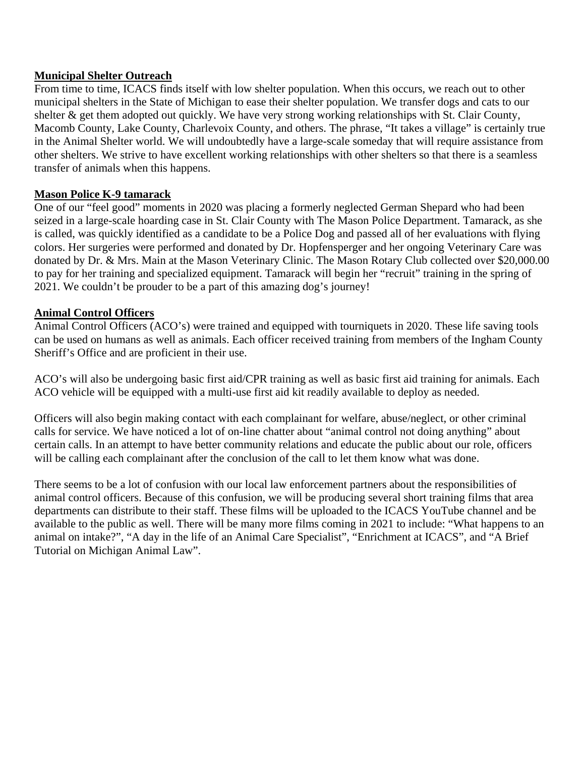**Municipal Shelter Outreach**

From time to time, ICACS finds itself with low shelter population. When this occurs, we reach out to other municipal shelters in the State of Michigan to ease their shelter population. We transfer dogs and cats to our shelter & get them adopted out quickly. We have very strong working relationships with St. Clair County, Macomb County, Lake County, Charlevoix County, and others. The phrase, "It takes a village" is certainly true in the Animal Shelter world. We will undoubtedly have a large-scale someday that will require assistance from other shelters. We strive to have excellent working relationships with other shelters so that there is a seamless transfer of animals when this happens.

**Mason Police K-9 tamarack**

One of our "feel good" moments in 2020 was placing a formerly neglected German Shepard who had been seized in a large-scale hoarding case in St. Clair County with The Mason Police Department. Tamarack, as she is called, was quickly identified as a candidate to be a Police Dog and passed all of her evaluations with flying colors. Her surgeries were performed and donated by Dr. Hopfensperger and her ongoing Veterinary Care was donated by Dr. & Mrs. Main at the Mason Veterinary Clinic. The Mason Rotary Club collected over $20,000.00 to pay for her training and specialized equipment. Tamarack will begin her "recruit" training in the spring of 2021. We couldn't be prouder to be a part of this amazing dog's journey!

**Animal Control Officers**

Animal Control Officers (ACO's) were trained and equipped with tourniquets in 2020. These life saving tools can be used on humans as well as animals. Each officer received training from members of the Ingham County Sheriff's Office and are proficient in their use.

ACO's will also be undergoing basic first aid/CPR training as well as basic first aid training for animals. Each ACO vehicle will be equipped with a multi-use first aid kit readily available to deploy as needed.

Officers will also begin making contact with each complainant for welfare, abuse/neglect, or other criminal calls for service. We have noticed a lot of on-line chatter about "animal control not doing anything" about certain calls. In an attempt to have better community relations and educate the public about our role, officers will be calling each complainant after the conclusion of the call to let them know what was done.

There seems to be a lot of confusion with our local law enforcement partners about the responsibilities of animal control officers. Because of this confusion, we will be producing several short training films that area departments can distribute to their staff. These films will be uploaded to the ICACS YouTube channel and be available to the public as well. There will be many more films coming in 2021 to include: "What happens to an animal on intake?", "A day in the life of an Animal Care Specialist", "Enrichment at ICACS", and "A Brief Tutorial on Michigan Animal Law".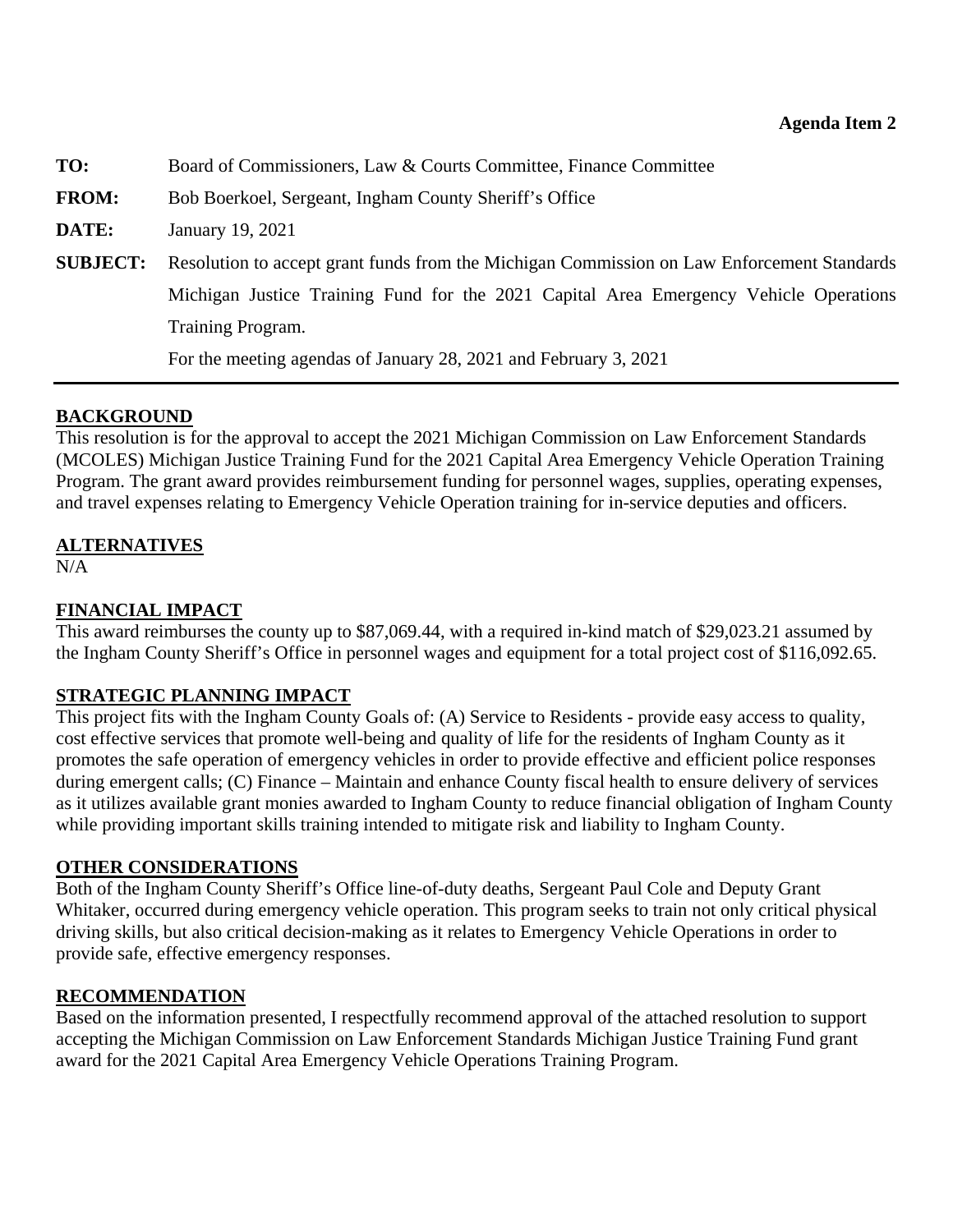**Agenda Item 2**

| | |
|---|---|
| **TO:** | Board of Commissioners, Law & Courts Committee, Finance Committee |
| **FROM:** | Bob Boerkoel, Sergeant, Ingham County Sheriff's Office |
| **DATE:** | January 19, 2021 |
| **SUBJECT:** | Resolution to accept grant funds from the Michigan Commission on Law Enforcement Standards Michigan Justice Training Fund for the 2021 Capital Area Emergency Vehicle Operations Training Program. |
| | For the meeting agendas of January 28, 2021 and February 3, 2021 |

## BACKGROUND

This resolution is for the approval to accept the 2021 Michigan Commission on Law Enforcement Standards (MCOLES) Michigan Justice Training Fund for the 2021 Capital Area Emergency Vehicle Operation Training Program. The grant award provides reimbursement funding for personnel wages, supplies, operating expenses, and travel expenses relating to Emergency Vehicle Operation training for in-service deputies and officers.

## ALTERNATIVES

N/A

## FINANCIAL IMPACT

This award reimburses the county up to $87,069.44, with a required in-kind match of $29,023.21 assumed by the Ingham County Sheriff's Office in personnel wages and equipment for a total project cost of $116,092.65.

## STRATEGIC PLANNING IMPACT

This project fits with the Ingham County Goals of: (A) Service to Residents - provide easy access to quality, cost effective services that promote well-being and quality of life for the residents of Ingham County as it promotes the safe operation of emergency vehicles in order to provide effective and efficient police responses during emergent calls; (C) Finance – Maintain and enhance County fiscal health to ensure delivery of services as it utilizes available grant monies awarded to Ingham County to reduce financial obligation of Ingham County while providing important skills training intended to mitigate risk and liability to Ingham County.

## OTHER CONSIDERATIONS

Both of the Ingham County Sheriff's Office line-of-duty deaths, Sergeant Paul Cole and Deputy Grant Whitaker, occurred during emergency vehicle operation. This program seeks to train not only critical physical driving skills, but also critical decision-making as it relates to Emergency Vehicle Operations in order to provide safe, effective emergency responses.

## RECOMMENDATION

Based on the information presented, I respectfully recommend approval of the attached resolution to support accepting the Michigan Commission on Law Enforcement Standards Michigan Justice Training Fund grant award for the 2021 Capital Area Emergency Vehicle Operations Training Program.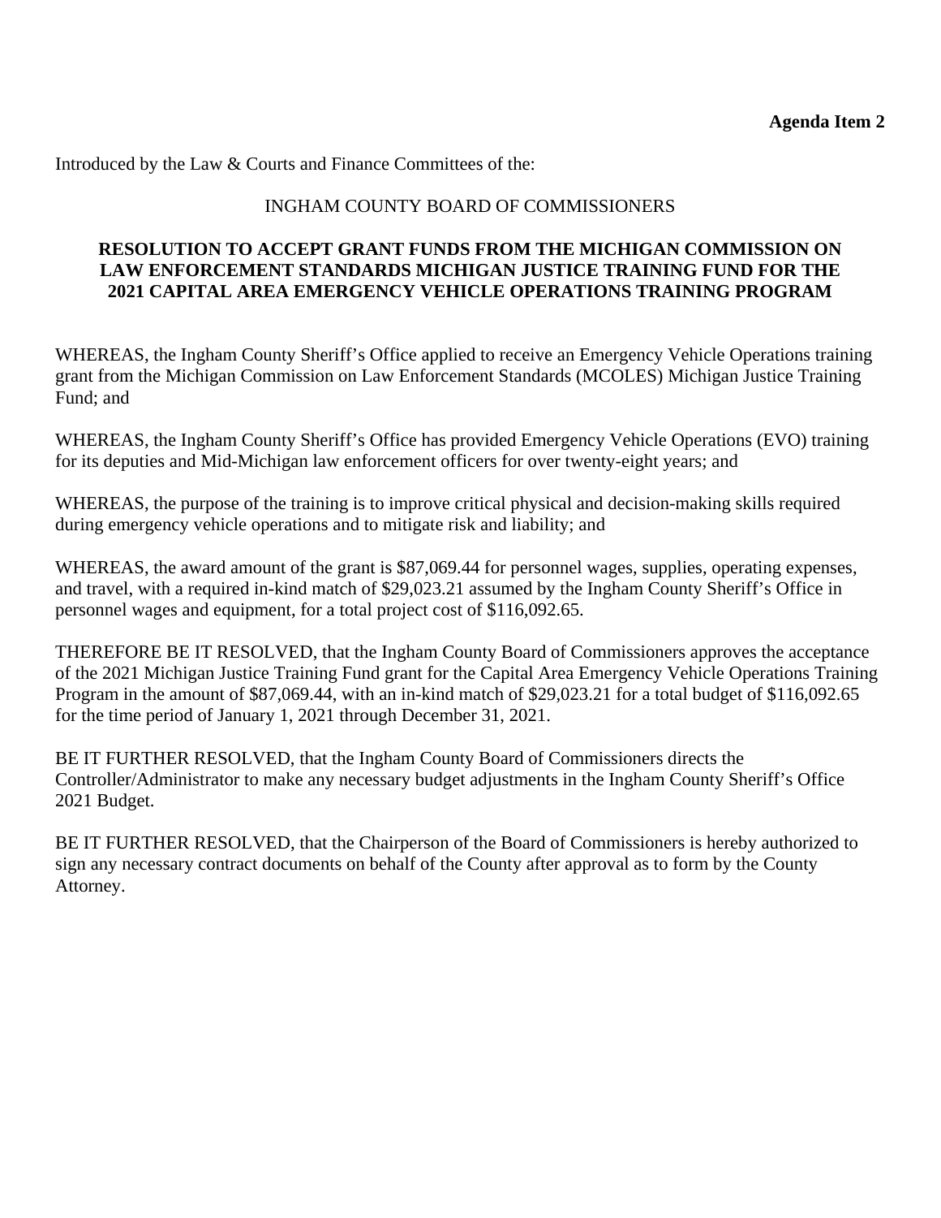**Agenda Item 2**

Introduced by the Law & Courts and Finance Committees of the:

INGHAM COUNTY BOARD OF COMMISSIONERS

**RESOLUTION TO ACCEPT GRANT FUNDS FROM THE MICHIGAN COMMISSION ON LAW ENFORCEMENT STANDARDS MICHIGAN JUSTICE TRAINING FUND FOR THE 2021 CAPITAL AREA EMERGENCY VEHICLE OPERATIONS TRAINING PROGRAM**

WHEREAS, the Ingham County Sheriff's Office applied to receive an Emergency Vehicle Operations training grant from the Michigan Commission on Law Enforcement Standards (MCOLES) Michigan Justice Training Fund; and

WHEREAS, the Ingham County Sheriff's Office has provided Emergency Vehicle Operations (EVO) training for its deputies and Mid-Michigan law enforcement officers for over twenty-eight years; and

WHEREAS, the purpose of the training is to improve critical physical and decision-making skills required during emergency vehicle operations and to mitigate risk and liability; and

WHEREAS, the award amount of the grant is $87,069.44 for personnel wages, supplies, operating expenses, and travel, with a required in-kind match of $29,023.21 assumed by the Ingham County Sheriff's Office in personnel wages and equipment, for a total project cost of $116,092.65.

THEREFORE BE IT RESOLVED, that the Ingham County Board of Commissioners approves the acceptance of the 2021 Michigan Justice Training Fund grant for the Capital Area Emergency Vehicle Operations Training Program in the amount of $87,069.44, with an in-kind match of $29,023.21 for a total budget of $116,092.65 for the time period of January 1, 2021 through December 31, 2021.

BE IT FURTHER RESOLVED, that the Ingham County Board of Commissioners directs the Controller/Administrator to make any necessary budget adjustments in the Ingham County Sheriff's Office 2021 Budget.

BE IT FURTHER RESOLVED, that the Chairperson of the Board of Commissioners is hereby authorized to sign any necessary contract documents on behalf of the County after approval as to form by the County Attorney.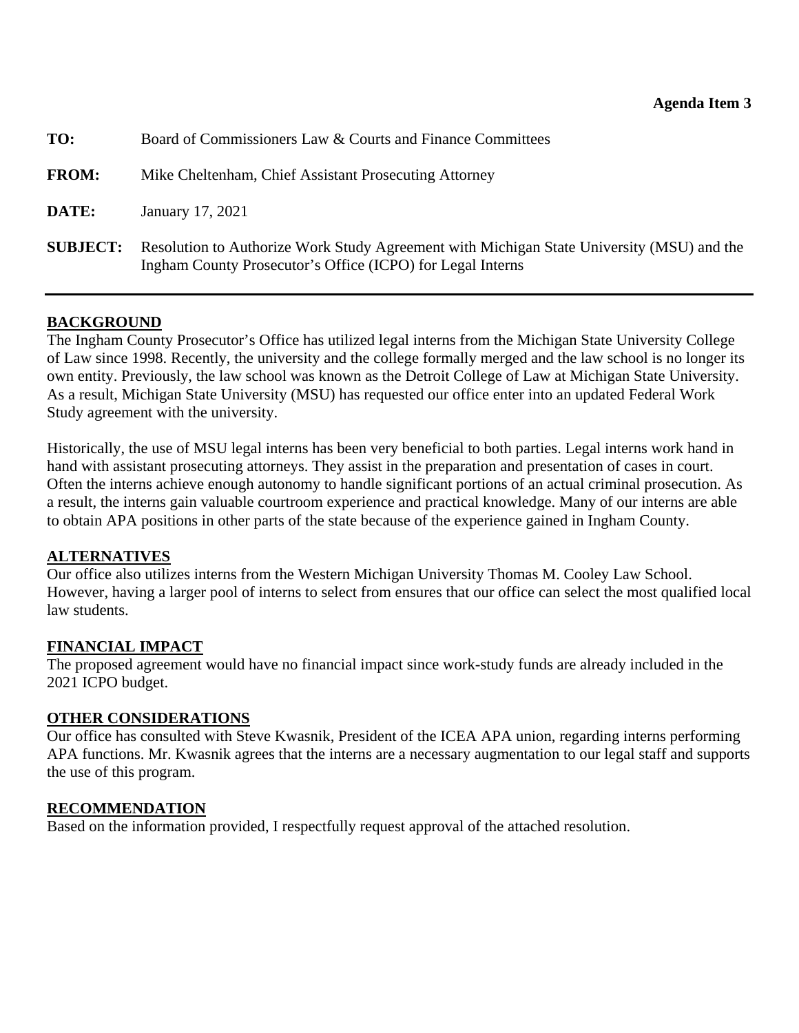**Agenda Item 3**

**TO:** Board of Commissioners Law & Courts and Finance Committees

**FROM:** Mike Cheltenham, Chief Assistant Prosecuting Attorney

**DATE:** January 17, 2021

**SUBJECT:** Resolution to Authorize Work Study Agreement with Michigan State University (MSU) and the Ingham County Prosecutor's Office (ICPO) for Legal Interns

---

## BACKGROUND

The Ingham County Prosecutor's Office has utilized legal interns from the Michigan State University College of Law since 1998. Recently, the university and the college formally merged and the law school is no longer its own entity. Previously, the law school was known as the Detroit College of Law at Michigan State University. As a result, Michigan State University (MSU) has requested our office enter into an updated Federal Work Study agreement with the university.

Historically, the use of MSU legal interns has been very beneficial to both parties. Legal interns work hand in hand with assistant prosecuting attorneys. They assist in the preparation and presentation of cases in court. Often the interns achieve enough autonomy to handle significant portions of an actual criminal prosecution. As a result, the interns gain valuable courtroom experience and practical knowledge. Many of our interns are able to obtain APA positions in other parts of the state because of the experience gained in Ingham County.

## ALTERNATIVES

Our office also utilizes interns from the Western Michigan University Thomas M. Cooley Law School. However, having a larger pool of interns to select from ensures that our office can select the most qualified local law students.

## FINANCIAL IMPACT

The proposed agreement would have no financial impact since work-study funds are already included in the 2021 ICPO budget.

## OTHER CONSIDERATIONS

Our office has consulted with Steve Kwasnik, President of the ICEA APA union, regarding interns performing APA functions. Mr. Kwasnik agrees that the interns are a necessary augmentation to our legal staff and supports the use of this program.

## RECOMMENDATION

Based on the information provided, I respectfully request approval of the attached resolution.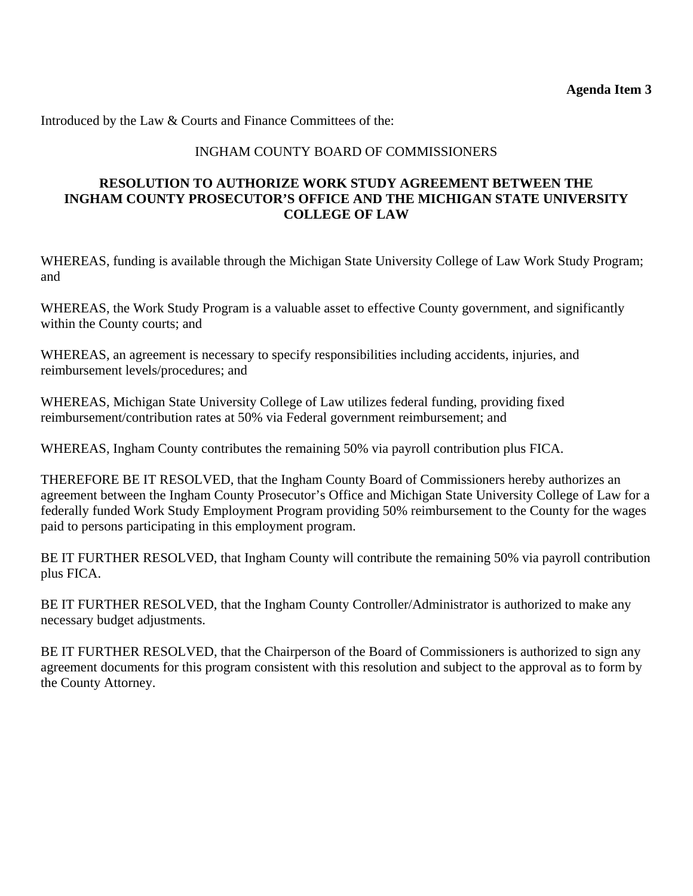**Agenda Item 3**

Introduced by the Law & Courts and Finance Committees of the:

INGHAM COUNTY BOARD OF COMMISSIONERS

**RESOLUTION TO AUTHORIZE WORK STUDY AGREEMENT BETWEEN THE INGHAM COUNTY PROSECUTOR'S OFFICE AND THE MICHIGAN STATE UNIVERSITY COLLEGE OF LAW**

WHEREAS, funding is available through the Michigan State University College of Law Work Study Program; and

WHEREAS, the Work Study Program is a valuable asset to effective County government, and significantly within the County courts; and

WHEREAS, an agreement is necessary to specify responsibilities including accidents, injuries, and reimbursement levels/procedures; and

WHEREAS, Michigan State University College of Law utilizes federal funding, providing fixed reimbursement/contribution rates at 50% via Federal government reimbursement; and

WHEREAS, Ingham County contributes the remaining 50% via payroll contribution plus FICA.

THEREFORE BE IT RESOLVED, that the Ingham County Board of Commissioners hereby authorizes an agreement between the Ingham County Prosecutor's Office and Michigan State University College of Law for a federally funded Work Study Employment Program providing 50% reimbursement to the County for the wages paid to persons participating in this employment program.

BE IT FURTHER RESOLVED, that Ingham County will contribute the remaining 50% via payroll contribution plus FICA.

BE IT FURTHER RESOLVED, that the Ingham County Controller/Administrator is authorized to make any necessary budget adjustments.

BE IT FURTHER RESOLVED, that the Chairperson of the Board of Commissioners is authorized to sign any agreement documents for this program consistent with this resolution and subject to the approval as to form by the County Attorney.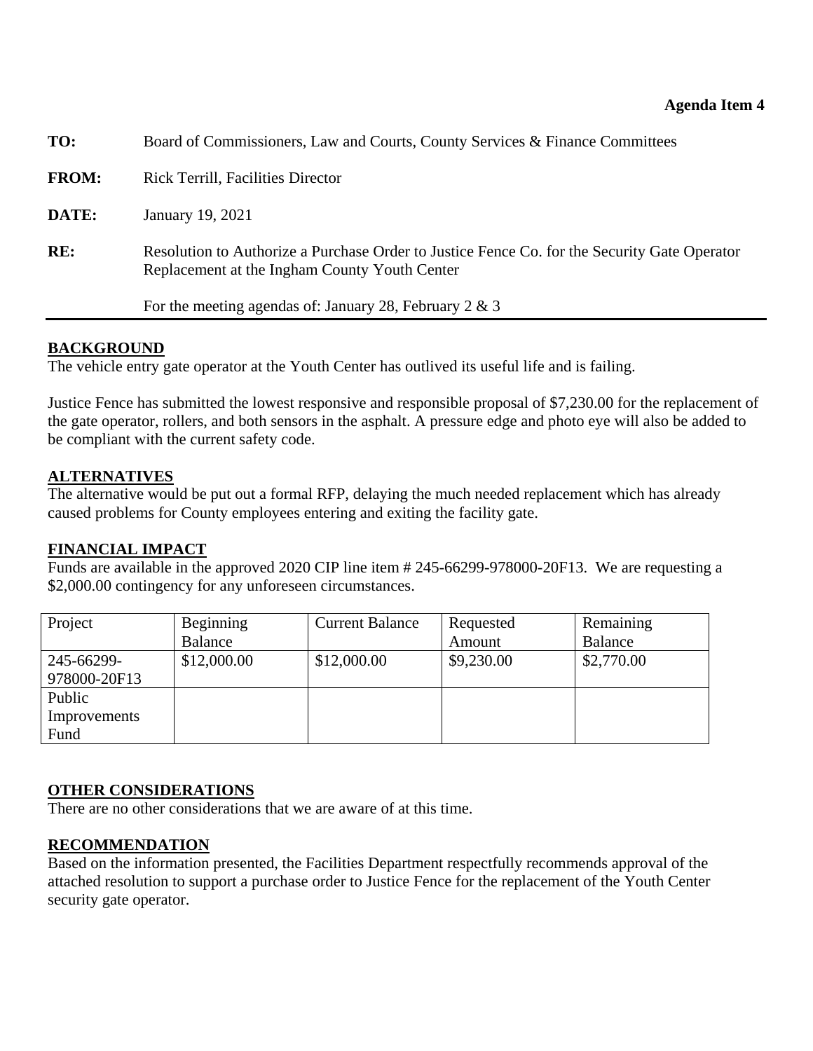**Agenda Item 4**

**TO:** Board of Commissioners, Law and Courts, County Services & Finance Committees

**FROM:** Rick Terrill, Facilities Director

**DATE:** January 19, 2021

**RE:** Resolution to Authorize a Purchase Order to Justice Fence Co. for the Security Gate Operator Replacement at the Ingham County Youth Center

For the meeting agendas of: January 28, February 2 & 3

## BACKGROUND

The vehicle entry gate operator at the Youth Center has outlived its useful life and is failing.

Justice Fence has submitted the lowest responsive and responsible proposal of $7,230.00 for the replacement of the gate operator, rollers, and both sensors in the asphalt. A pressure edge and photo eye will also be added to be compliant with the current safety code.

## ALTERNATIVES

The alternative would be put out a formal RFP, delaying the much needed replacement which has already caused problems for County employees entering and exiting the facility gate.

## FINANCIAL IMPACT

Funds are available in the approved 2020 CIP line item # 245-66299-978000-20F13. We are requesting a $2,000.00 contingency for any unforeseen circumstances.

| Project | Beginning Balance | Current Balance | Requested Amount | Remaining Balance |
|---|---|---|---|---|
| 245-66299-978000-20F13 | $12,000.00 | $12,000.00 | $9,230.00 | $2,770.00 |
| Public Improvements Fund | | | | |

## OTHER CONSIDERATIONS

There are no other considerations that we are aware of at this time.

## RECOMMENDATION

Based on the information presented, the Facilities Department respectfully recommends approval of the attached resolution to support a purchase order to Justice Fence for the replacement of the Youth Center security gate operator.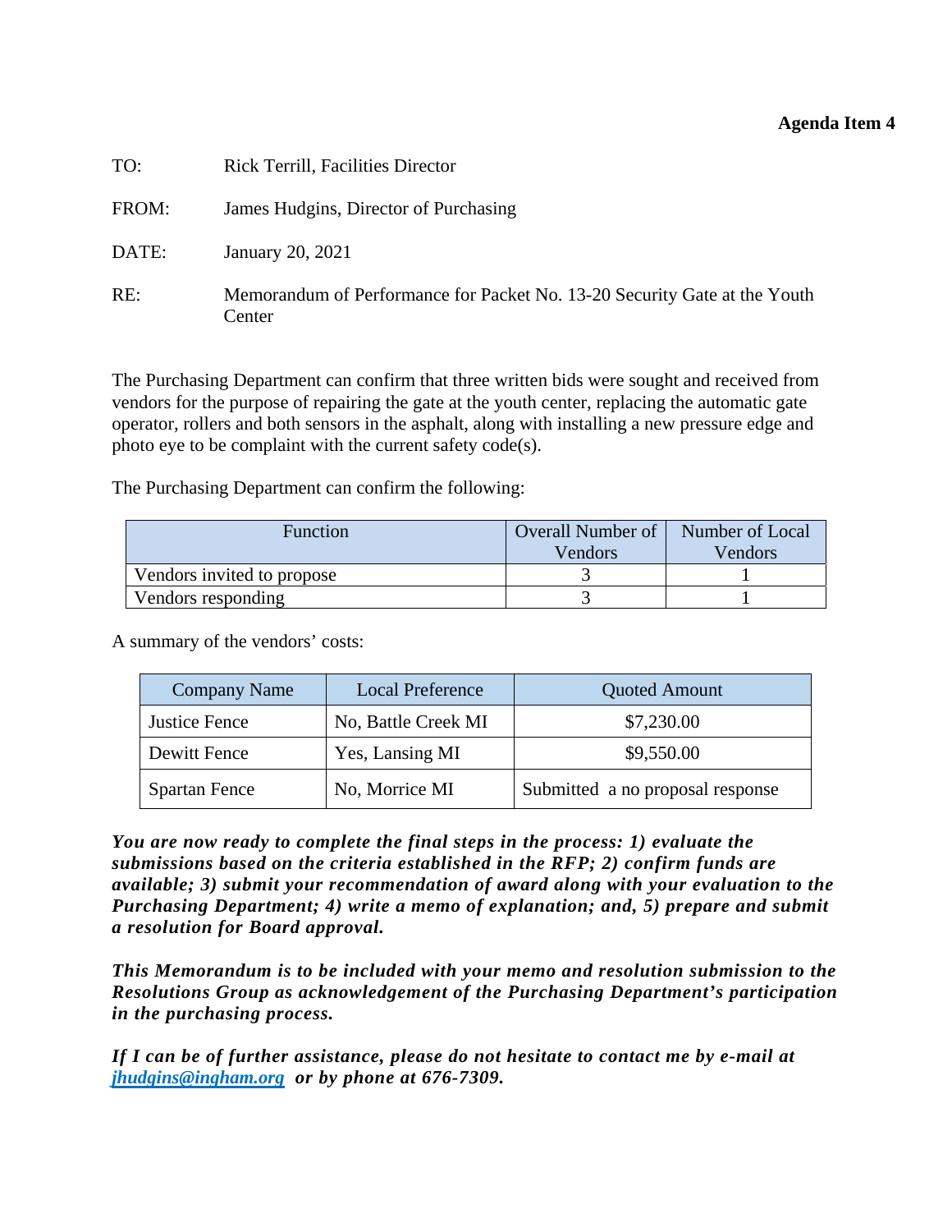**Agenda Item 4**

TO: Rick Terrill, Facilities Director

FROM: James Hudgins, Director of Purchasing

DATE: January 20, 2021

RE: Memorandum of Performance for Packet No. 13-20 Security Gate at the Youth Center

The Purchasing Department can confirm that three written bids were sought and received from vendors for the purpose of repairing the gate at the youth center, replacing the automatic gate operator, rollers and both sensors in the asphalt, along with installing a new pressure edge and photo eye to be complaint with the current safety code(s).

The Purchasing Department can confirm the following:

| Function | Overall Number of Vendors | Number of Local Vendors |
|---|---|---|
| Vendors invited to propose | 3 | 1 |
| Vendors responding | 3 | 1 |

A summary of the vendors' costs:

| Company Name | Local Preference | Quoted Amount |
|---|---|---|
| Justice Fence | No, Battle Creek MI | $7,230.00 |
| Dewitt Fence | Yes, Lansing MI | $9,550.00 |
| Spartan Fence | No, Morrice MI | Submitted a no proposal response |

***You are now ready to complete the final steps in the process: 1) evaluate the submissions based on the criteria established in the RFP; 2) confirm funds are available; 3) submit your recommendation of award along with your evaluation to the Purchasing Department; 4) write a memo of explanation; and, 5) prepare and submit a resolution for Board approval.***

***This Memorandum is to be included with your memo and resolution submission to the Resolutions Group as acknowledgement of the Purchasing Department's participation in the purchasing process.***

***If I can be of further assistance, please do not hesitate to contact me by e-mail at jhudgins@ingham.org or by phone at 676-7309.***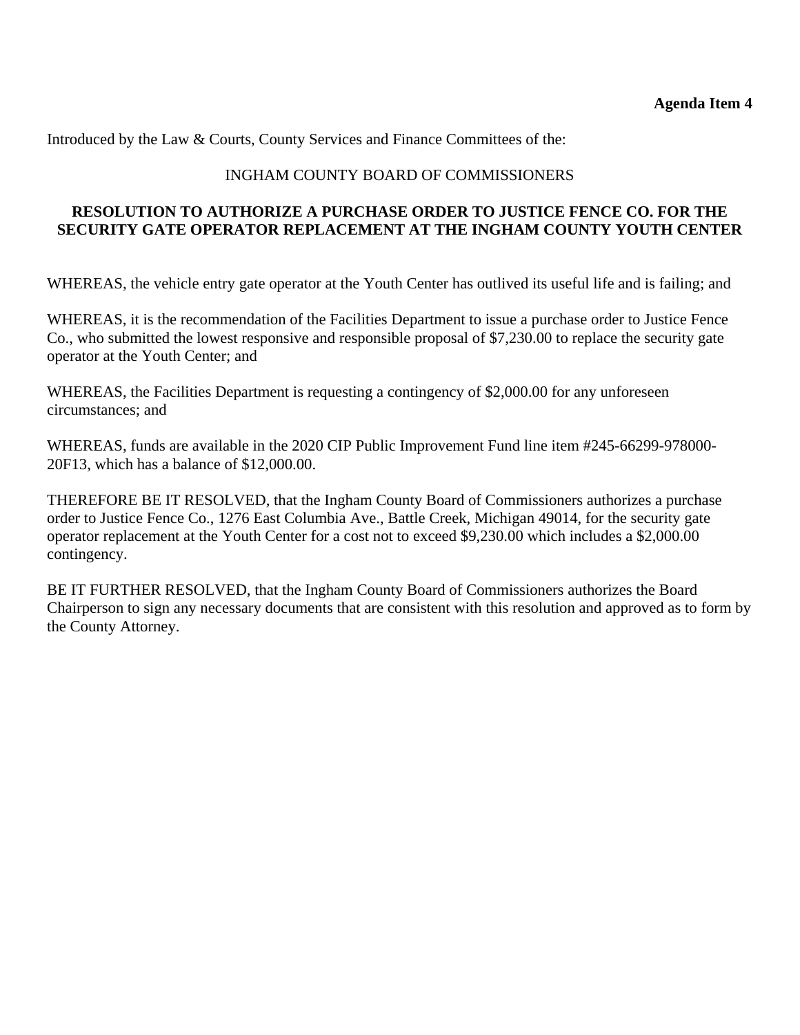**Agenda Item 4**

Introduced by the Law & Courts, County Services and Finance Committees of the:

INGHAM COUNTY BOARD OF COMMISSIONERS

**RESOLUTION TO AUTHORIZE A PURCHASE ORDER TO JUSTICE FENCE CO. FOR THE SECURITY GATE OPERATOR REPLACEMENT AT THE INGHAM COUNTY YOUTH CENTER**

WHEREAS, the vehicle entry gate operator at the Youth Center has outlived its useful life and is failing; and

WHEREAS, it is the recommendation of the Facilities Department to issue a purchase order to Justice Fence Co., who submitted the lowest responsive and responsible proposal of $7,230.00 to replace the security gate operator at the Youth Center; and

WHEREAS, the Facilities Department is requesting a contingency of $2,000.00 for any unforeseen circumstances; and

WHEREAS, funds are available in the 2020 CIP Public Improvement Fund line item #245-66299-978000-20F13, which has a balance of $12,000.00.

THEREFORE BE IT RESOLVED, that the Ingham County Board of Commissioners authorizes a purchase order to Justice Fence Co., 1276 East Columbia Ave., Battle Creek, Michigan 49014, for the security gate operator replacement at the Youth Center for a cost not to exceed $9,230.00 which includes a $2,000.00 contingency.

BE IT FURTHER RESOLVED, that the Ingham County Board of Commissioners authorizes the Board Chairperson to sign any necessary documents that are consistent with this resolution and approved as to form by the County Attorney.